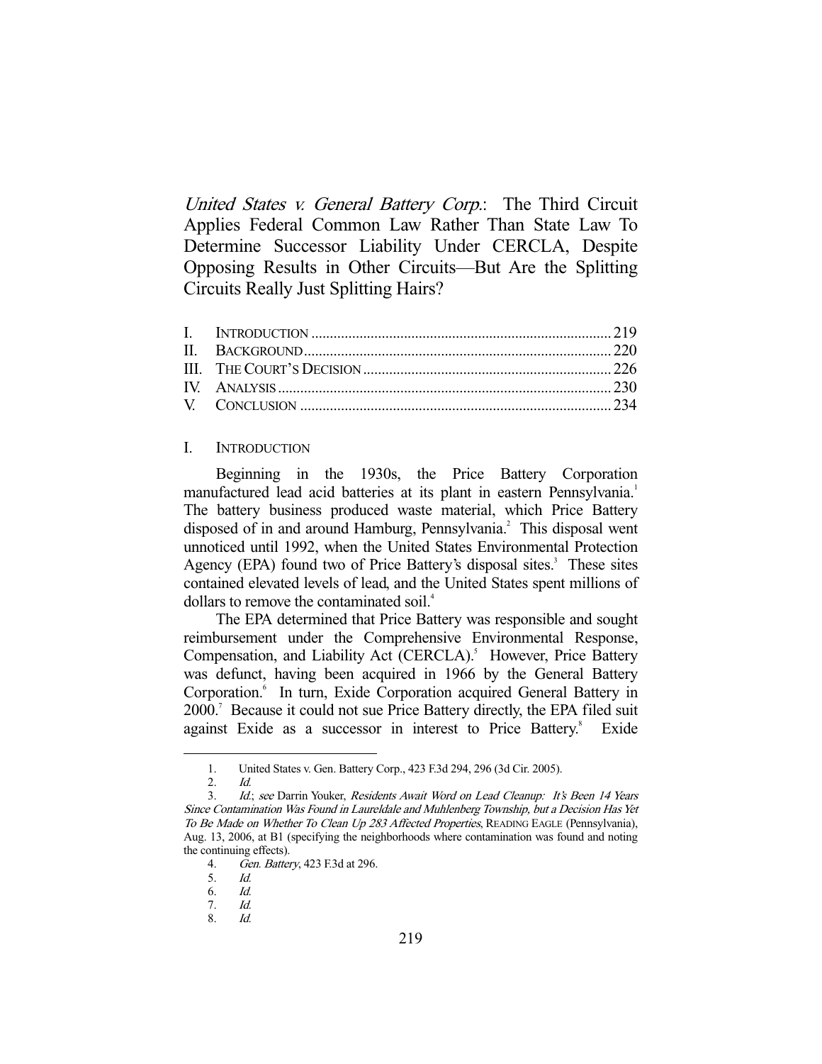*United States v. General Battery Corp.*: The Third Circuit Applies Federal Common Law Rather Than State Law To Determine Successor Liability Under CERCLA, Despite Opposing Results in Other Circuits—But Are the Splitting Circuits Really Just Splitting Hairs?

| | | |
|---|---|---|
| I. | INTRODUCTION | 219 |
| II. | BACKGROUND | 220 |
| III. | THE COURT'S DECISION | 226 |
| IV. | ANALYSIS | 230 |
| V. | CONCLUSION | 234 |

## I. INTRODUCTION

Beginning in the 1930s, the Price Battery Corporation manufactured lead acid batteries at its plant in eastern Pennsylvania.[1] The battery business produced waste material, which Price Battery disposed of in and around Hamburg, Pennsylvania.[2] This disposal went unnoticed until 1992, when the United States Environmental Protection Agency (EPA) found two of Price Battery's disposal sites.[3] These sites contained elevated levels of lead, and the United States spent millions of dollars to remove the contaminated soil.[4]

The EPA determined that Price Battery was responsible and sought reimbursement under the Comprehensive Environmental Response, Compensation, and Liability Act (CERCLA).[5] However, Price Battery was defunct, having been acquired in 1966 by the General Battery Corporation.[6] In turn, Exide Corporation acquired General Battery in 2000.[7] Because it could not sue Price Battery directly, the EPA filed suit against Exide as a successor in interest to Price Battery.[8] Exide

---

1. United States v. Gen. Battery Corp., 423 F.3d 294, 296 (3d Cir. 2005).
2. *Id.*
3. *Id.*; *see* Darrin Youker, *Residents Await Word on Lead Cleanup: It's Been 14 Years Since Contamination Was Found in Laureldale and Muhlenberg Township, but a Decision Has Yet To Be Made on Whether To Clean Up 283 Affected Properties*, READING EAGLE (Pennsylvania), Aug. 13, 2006, at B1 (specifying the neighborhoods where contamination was found and noting the continuing effects).
4. *Gen. Battery*, 423 F.3d at 296.
5. *Id.*
6. *Id.*
7. *Id.*
8. *Id.*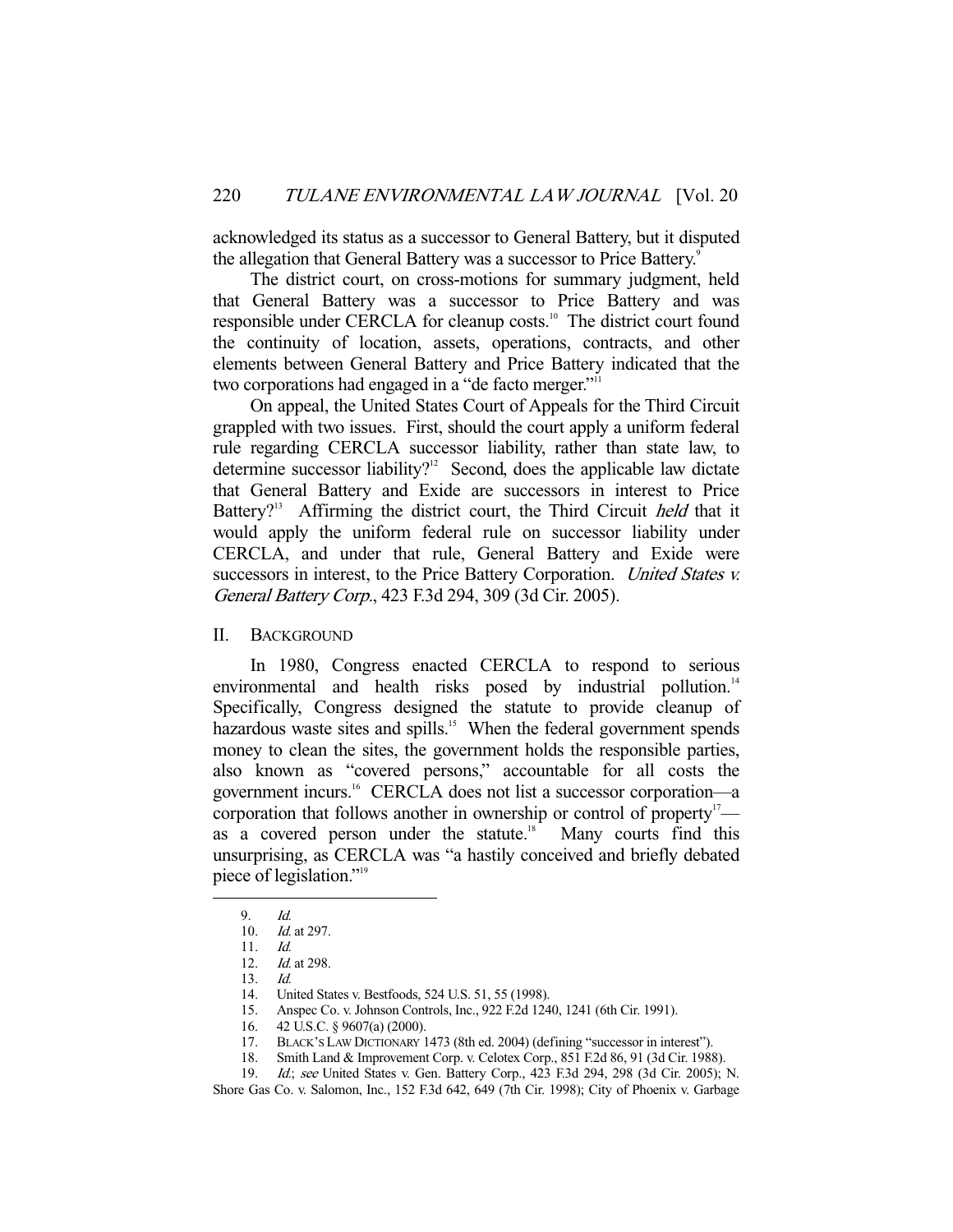acknowledged its status as a successor to General Battery, but it disputed the allegation that General Battery was a successor to Price Battery.[9]

The district court, on cross-motions for summary judgment, held that General Battery was a successor to Price Battery and was responsible under CERCLA for cleanup costs.[10] The district court found the continuity of location, assets, operations, contracts, and other elements between General Battery and Price Battery indicated that the two corporations had engaged in a "de facto merger."[11]

On appeal, the United States Court of Appeals for the Third Circuit grappled with two issues. First, should the court apply a uniform federal rule regarding CERCLA successor liability, rather than state law, to determine successor liability?[12] Second, does the applicable law dictate that General Battery and Exide are successors in interest to Price Battery?[13] Affirming the district court, the Third Circuit *held* that it would apply the uniform federal rule on successor liability under CERCLA, and under that rule, General Battery and Exide were successors in interest, to the Price Battery Corporation. *United States v. General Battery Corp.*, 423 F.3d 294, 309 (3d Cir. 2005).

## II. BACKGROUND

In 1980, Congress enacted CERCLA to respond to serious environmental and health risks posed by industrial pollution.[14] Specifically, Congress designed the statute to provide cleanup of hazardous waste sites and spills.[15] When the federal government spends money to clean the sites, the government holds the responsible parties, also known as "covered persons," accountable for all costs the government incurs.[16] CERCLA does not list a successor corporation—a corporation that follows another in ownership or control of property[17]—as a covered person under the statute.[18] Many courts find this unsurprising, as CERCLA was "a hastily conceived and briefly debated piece of legislation."[19]

---

9. *Id.*
10. *Id.* at 297.
11. *Id.*
12. *Id.* at 298.
13. *Id.*
14. United States v. Bestfoods, 524 U.S. 51, 55 (1998).
15. Anspec Co. v. Johnson Controls, Inc., 922 F.2d 1240, 1241 (6th Cir. 1991).
16. 42 U.S.C. § 9607(a) (2000).
17. BLACK'S LAW DICTIONARY 1473 (8th ed. 2004) (defining "successor in interest").
18. Smith Land & Improvement Corp. v. Celotex Corp., 851 F.2d 86, 91 (3d Cir. 1988).
19. *Id.*; *see* United States v. Gen. Battery Corp., 423 F.3d 294, 298 (3d Cir. 2005); N. Shore Gas Co. v. Salomon, Inc., 152 F.3d 642, 649 (7th Cir. 1998); City of Phoenix v. Garbage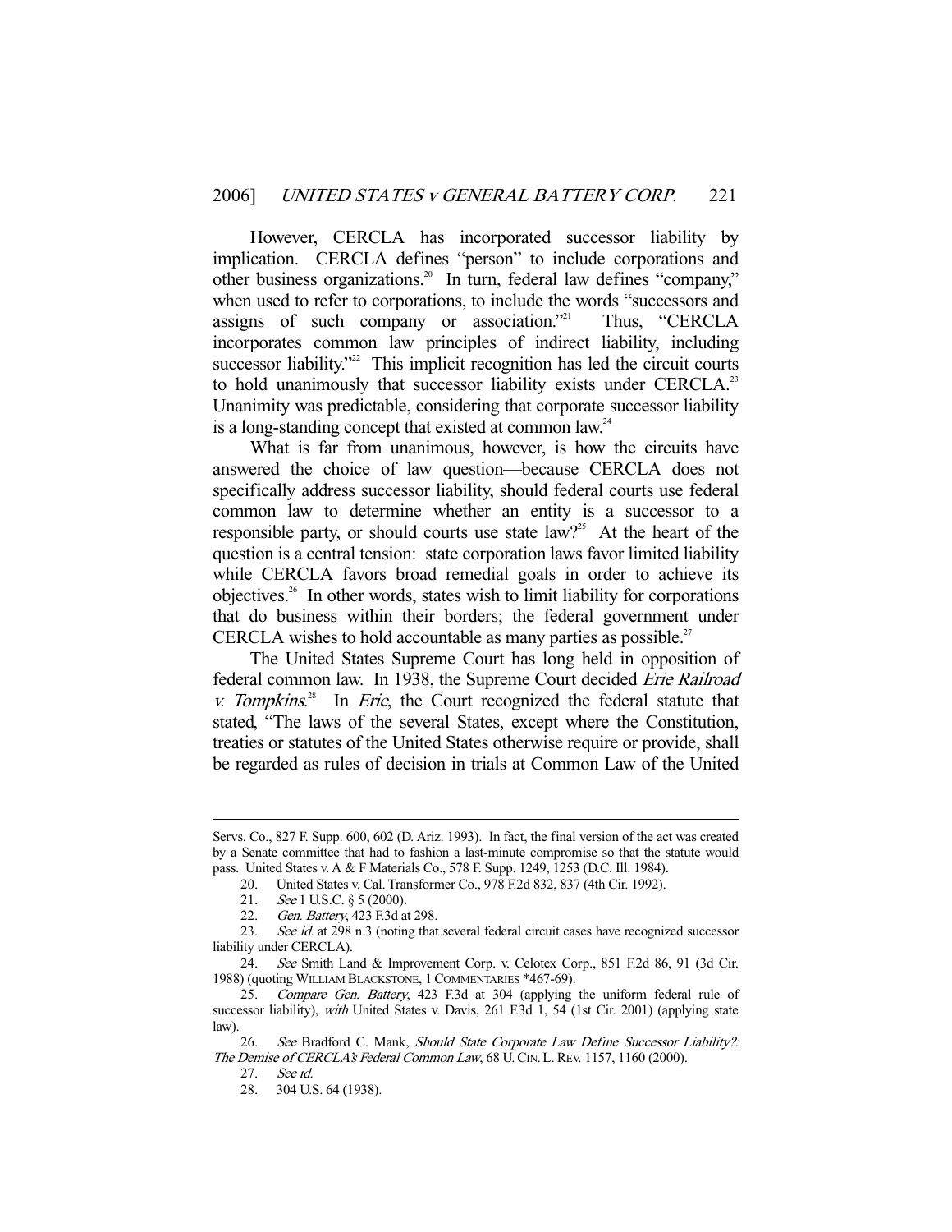However, CERCLA has incorporated successor liability by implication. CERCLA defines "person" to include corporations and other business organizations.[20] In turn, federal law defines "company," when used to refer to corporations, to include the words "successors and assigns of such company or association."[21] Thus, "CERCLA incorporates common law principles of indirect liability, including successor liability."[22] This implicit recognition has led the circuit courts to hold unanimously that successor liability exists under CERCLA.[23] Unanimity was predictable, considering that corporate successor liability is a long-standing concept that existed at common law.[24]

What is far from unanimous, however, is how the circuits have answered the choice of law question—because CERCLA does not specifically address successor liability, should federal courts use federal common law to determine whether an entity is a successor to a responsible party, or should courts use state law?[25] At the heart of the question is a central tension: state corporation laws favor limited liability while CERCLA favors broad remedial goals in order to achieve its objectives.[26] In other words, states wish to limit liability for corporations that do business within their borders; the federal government under CERCLA wishes to hold accountable as many parties as possible.[27]

The United States Supreme Court has long held in opposition of federal common law. In 1938, the Supreme Court decided *Erie Railroad v. Tompkins*.[28] In *Erie*, the Court recognized the federal statute that stated, "The laws of the several States, except where the Constitution, treaties or statutes of the United States otherwise require or provide, shall be regarded as rules of decision in trials at Common Law of the United

---

Servs. Co., 827 F. Supp. 600, 602 (D. Ariz. 1993). In fact, the final version of the act was created by a Senate committee that had to fashion a last-minute compromise so that the statute would pass. United States v. A & F Materials Co., 578 F. Supp. 1249, 1253 (D.C. Ill. 1984).

20. United States v. Cal. Transformer Co., 978 F.2d 832, 837 (4th Cir. 1992).

21. *See* 1 U.S.C. § 5 (2000).

22. *Gen. Battery*, 423 F.3d at 298.

23. *See id.* at 298 n.3 (noting that several federal circuit cases have recognized successor liability under CERCLA).

24. *See* Smith Land & Improvement Corp. v. Celotex Corp., 851 F.2d 86, 91 (3d Cir. 1988) (quoting WILLIAM BLACKSTONE, 1 COMMENTARIES *467-69).

25. *Compare Gen. Battery*, 423 F.3d at 304 (applying the uniform federal rule of successor liability), *with* United States v. Davis, 261 F.3d 1, 54 (1st Cir. 2001) (applying state law).

26. *See* Bradford C. Mank, *Should State Corporate Law Define Successor Liability?: The Demise of CERCLA's Federal Common Law*, 68 U. CIN. L. REV. 1157, 1160 (2000).

27. *See id.*

28. 304 U.S. 64 (1938).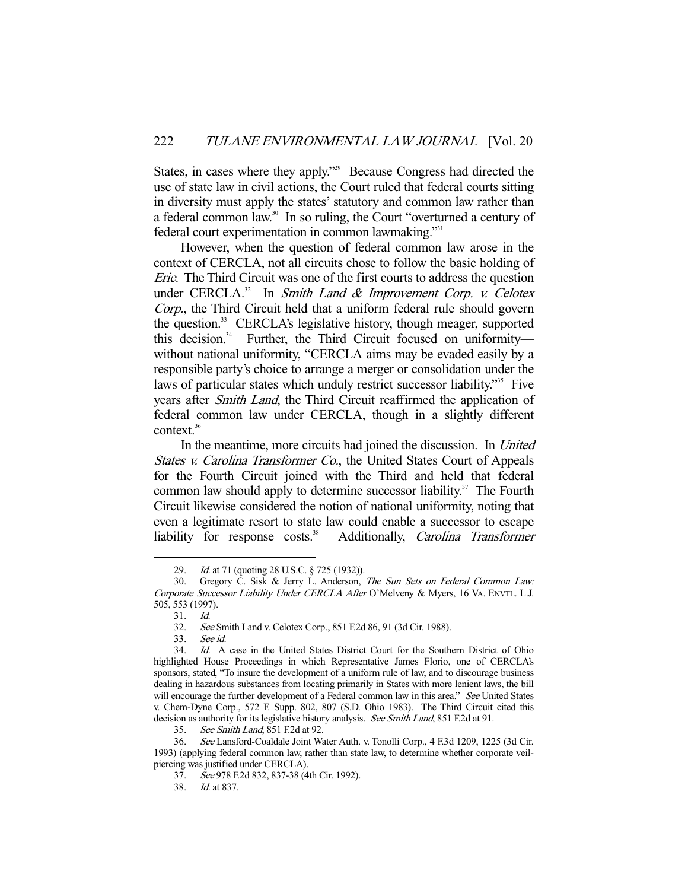States, in cases where they apply."[29] Because Congress had directed the use of state law in civil actions, the Court ruled that federal courts sitting in diversity must apply the states' statutory and common law rather than a federal common law.[30] In so ruling, the Court "overturned a century of federal court experimentation in common lawmaking."[31]

However, when the question of federal common law arose in the context of CERCLA, not all circuits chose to follow the basic holding of *Erie*. The Third Circuit was one of the first courts to address the question under CERCLA.[32] In *Smith Land & Improvement Corp. v. Celotex Corp.*, the Third Circuit held that a uniform federal rule should govern the question.[33] CERCLA's legislative history, though meager, supported this decision.[34] Further, the Third Circuit focused on uniformity—without national uniformity, "CERCLA aims may be evaded easily by a responsible party's choice to arrange a merger or consolidation under the laws of particular states which unduly restrict successor liability."[35] Five years after *Smith Land*, the Third Circuit reaffirmed the application of federal common law under CERCLA, though in a slightly different context.[36]

In the meantime, more circuits had joined the discussion. In *United States v. Carolina Transformer Co.*, the United States Court of Appeals for the Fourth Circuit joined with the Third and held that federal common law should apply to determine successor liability.[37] The Fourth Circuit likewise considered the notion of national uniformity, noting that even a legitimate resort to state law could enable a successor to escape liability for response costs.[38] Additionally, *Carolina Transformer*

---

29. *Id.* at 71 (quoting 28 U.S.C. § 725 (1932)).

30. Gregory C. Sisk & Jerry L. Anderson, *The Sun Sets on Federal Common Law: Corporate Successor Liability Under CERCLA After* O'Melveny & Myers, 16 VA. ENVTL. L.J. 505, 553 (1997).

31. *Id.*

32. *See* Smith Land v. Celotex Corp., 851 F.2d 86, 91 (3d Cir. 1988).

33. *See id.*

34. *Id.* A case in the United States District Court for the Southern District of Ohio highlighted House Proceedings in which Representative James Florio, one of CERCLA's sponsors, stated, "To insure the development of a uniform rule of law, and to discourage business dealing in hazardous substances from locating primarily in States with more lenient laws, the bill will encourage the further development of a Federal common law in this area." *See* United States v. Chem-Dyne Corp., 572 F. Supp. 802, 807 (S.D. Ohio 1983). The Third Circuit cited this decision as authority for its legislative history analysis. *See Smith Land*, 851 F.2d at 91.

35. *See Smith Land*, 851 F.2d at 92.

36. *See* Lansford-Coaldale Joint Water Auth. v. Tonolli Corp., 4 F.3d 1209, 1225 (3d Cir. 1993) (applying federal common law, rather than state law, to determine whether corporate veil-piercing was justified under CERCLA).

37. *See* 978 F.2d 832, 837-38 (4th Cir. 1992).

38. *Id.* at 837.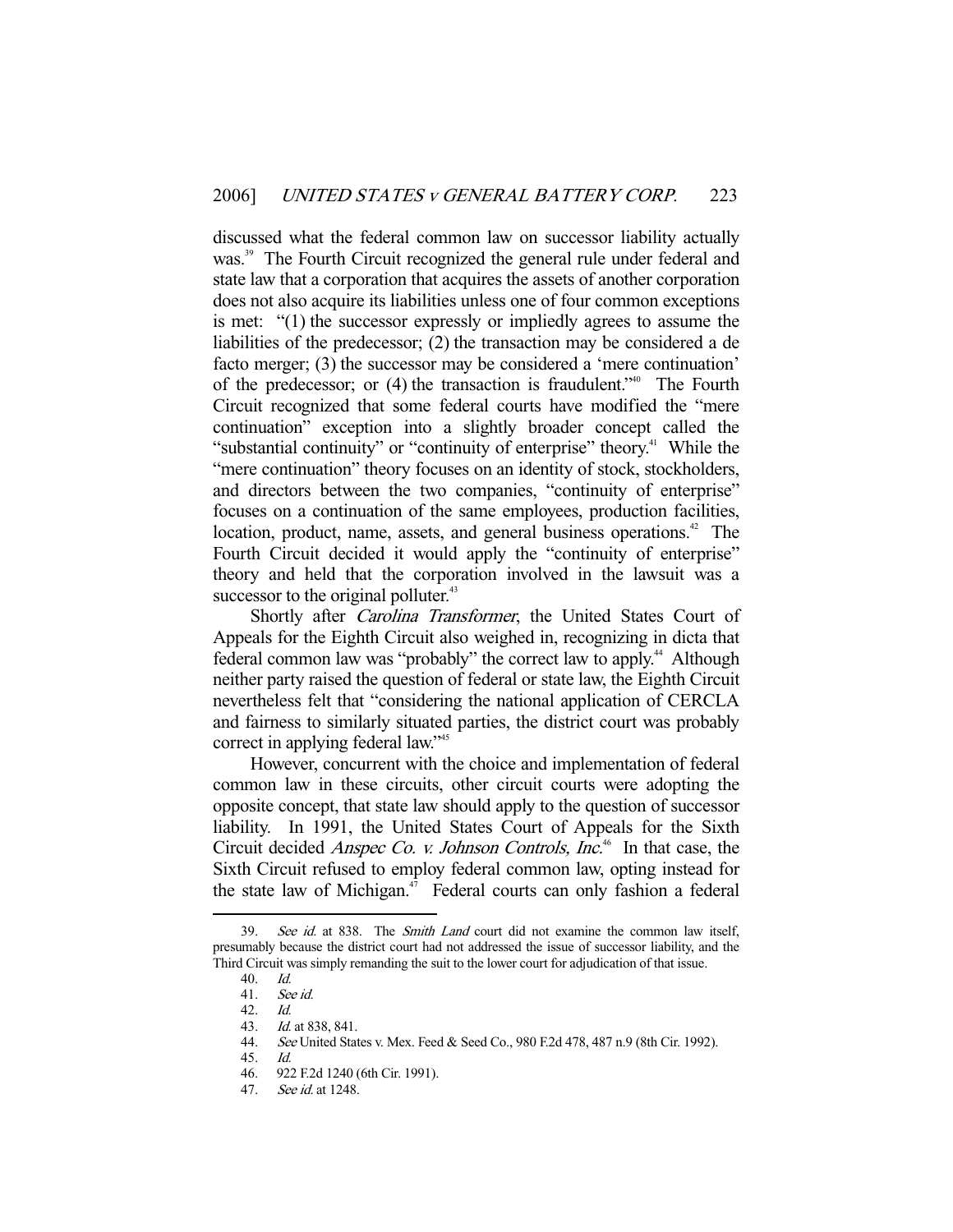discussed what the federal common law on successor liability actually was.[39] The Fourth Circuit recognized the general rule under federal and state law that a corporation that acquires the assets of another corporation does not also acquire its liabilities unless one of four common exceptions is met: "(1) the successor expressly or impliedly agrees to assume the liabilities of the predecessor; (2) the transaction may be considered a de facto merger; (3) the successor may be considered a 'mere continuation' of the predecessor; or (4) the transaction is fraudulent."[40] The Fourth Circuit recognized that some federal courts have modified the "mere continuation" exception into a slightly broader concept called the "substantial continuity" or "continuity of enterprise" theory.[41] While the "mere continuation" theory focuses on an identity of stock, stockholders, and directors between the two companies, "continuity of enterprise" focuses on a continuation of the same employees, production facilities, location, product, name, assets, and general business operations.[42] The Fourth Circuit decided it would apply the "continuity of enterprise" theory and held that the corporation involved in the lawsuit was a successor to the original polluter.[43]

Shortly after *Carolina Transformer*, the United States Court of Appeals for the Eighth Circuit also weighed in, recognizing in dicta that federal common law was "probably" the correct law to apply.[44] Although neither party raised the question of federal or state law, the Eighth Circuit nevertheless felt that "considering the national application of CERCLA and fairness to similarly situated parties, the district court was probably correct in applying federal law."[45]

However, concurrent with the choice and implementation of federal common law in these circuits, other circuit courts were adopting the opposite concept, that state law should apply to the question of successor liability. In 1991, the United States Court of Appeals for the Sixth Circuit decided *Anspec Co. v. Johnson Controls, Inc.*[46] In that case, the Sixth Circuit refused to employ federal common law, opting instead for the state law of Michigan.[47] Federal courts can only fashion a federal

---

39. *See id.* at 838. The *Smith Land* court did not examine the common law itself, presumably because the district court had not addressed the issue of successor liability, and the Third Circuit was simply remanding the suit to the lower court for adjudication of that issue.

40. *Id.*

41. *See id.*

42. *Id.*

43. *Id.* at 838, 841.

44. *See* United States v. Mex. Feed & Seed Co., 980 F.2d 478, 487 n.9 (8th Cir. 1992).

45. *Id.*

46. 922 F.2d 1240 (6th Cir. 1991).

47. *See id.* at 1248.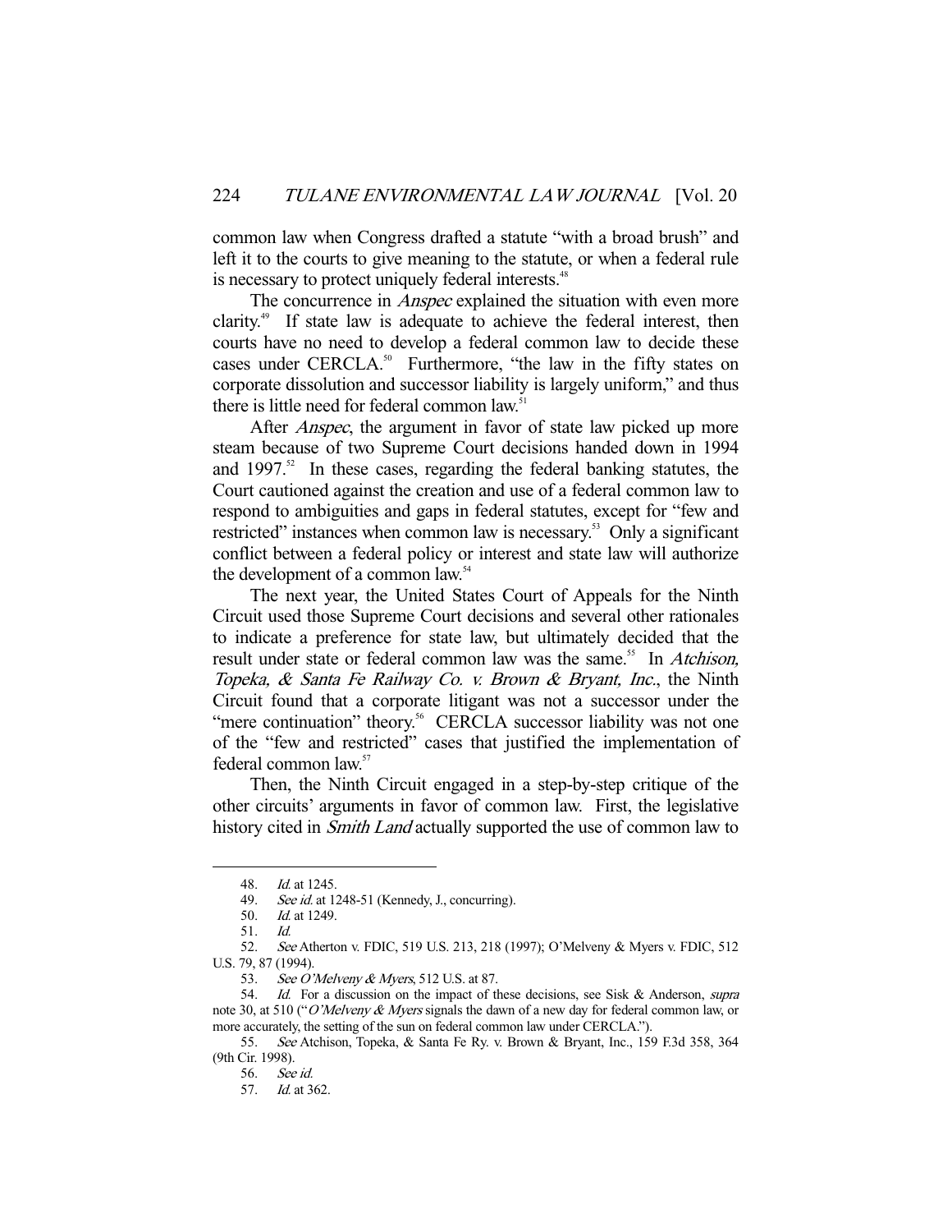common law when Congress drafted a statute "with a broad brush" and left it to the courts to give meaning to the statute, or when a federal rule is necessary to protect uniquely federal interests.[48]

The concurrence in *Anspec* explained the situation with even more clarity.[49] If state law is adequate to achieve the federal interest, then courts have no need to develop a federal common law to decide these cases under CERCLA.[50] Furthermore, "the law in the fifty states on corporate dissolution and successor liability is largely uniform," and thus there is little need for federal common law.[51]

After *Anspec*, the argument in favor of state law picked up more steam because of two Supreme Court decisions handed down in 1994 and 1997.[52] In these cases, regarding the federal banking statutes, the Court cautioned against the creation and use of a federal common law to respond to ambiguities and gaps in federal statutes, except for "few and restricted" instances when common law is necessary.[53] Only a significant conflict between a federal policy or interest and state law will authorize the development of a common law.[54]

The next year, the United States Court of Appeals for the Ninth Circuit used those Supreme Court decisions and several other rationales to indicate a preference for state law, but ultimately decided that the result under state or federal common law was the same.[55] In *Atchison, Topeka, & Santa Fe Railway Co. v. Brown & Bryant, Inc.*, the Ninth Circuit found that a corporate litigant was not a successor under the "mere continuation" theory.[56] CERCLA successor liability was not one of the "few and restricted" cases that justified the implementation of federal common law.[57]

Then, the Ninth Circuit engaged in a step-by-step critique of the other circuits' arguments in favor of common law. First, the legislative history cited in *Smith Land* actually supported the use of common law to

---

48. *Id.* at 1245.

49. *See id.* at 1248-51 (Kennedy, J., concurring).

50. *Id.* at 1249.

51. *Id.*

52. *See* Atherton v. FDIC, 519 U.S. 213, 218 (1997); O'Melveny & Myers v. FDIC, 512 U.S. 79, 87 (1994).

53. *See O'Melveny & Myers*, 512 U.S. at 87.

54. *Id.* For a discussion on the impact of these decisions, see Sisk & Anderson, *supra* note 30, at 510 ("*O'Melveny & Myers* signals the dawn of a new day for federal common law, or more accurately, the setting of the sun on federal common law under CERCLA.").

55. *See* Atchison, Topeka, & Santa Fe Ry. v. Brown & Bryant, Inc., 159 F.3d 358, 364 (9th Cir. 1998).

56. *See id.*

57. *Id.* at 362.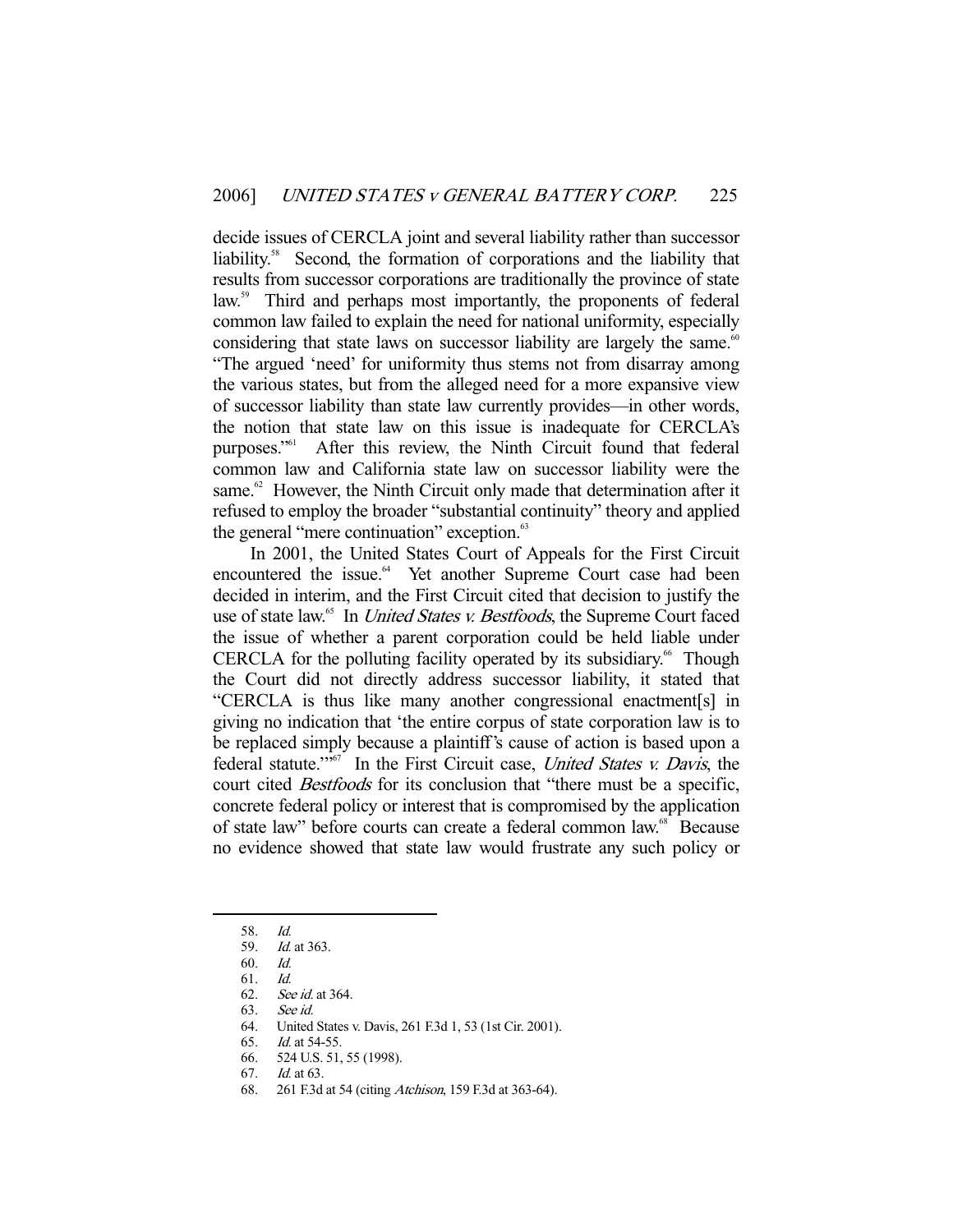decide issues of CERCLA joint and several liability rather than successor liability.[58] Second, the formation of corporations and the liability that results from successor corporations are traditionally the province of state law.[59] Third and perhaps most importantly, the proponents of federal common law failed to explain the need for national uniformity, especially considering that state laws on successor liability are largely the same.[60] "The argued 'need' for uniformity thus stems not from disarray among the various states, but from the alleged need for a more expansive view of successor liability than state law currently provides—in other words, the notion that state law on this issue is inadequate for CERCLA's purposes."[61] After this review, the Ninth Circuit found that federal common law and California state law on successor liability were the same.[62] However, the Ninth Circuit only made that determination after it refused to employ the broader "substantial continuity" theory and applied the general "mere continuation" exception.[63]

In 2001, the United States Court of Appeals for the First Circuit encountered the issue.[64] Yet another Supreme Court case had been decided in interim, and the First Circuit cited that decision to justify the use of state law.[65] In *United States v. Bestfoods*, the Supreme Court faced the issue of whether a parent corporation could be held liable under CERCLA for the polluting facility operated by its subsidiary.[66] Though the Court did not directly address successor liability, it stated that "CERCLA is thus like many another congressional enactment[s] in giving no indication that 'the entire corpus of state corporation law is to be replaced simply because a plaintiff's cause of action is based upon a federal statute.'"[67] In the First Circuit case, *United States v. Davis*, the court cited *Bestfoods* for its conclusion that "there must be a specific, concrete federal policy or interest that is compromised by the application of state law" before courts can create a federal common law.[68] Because no evidence showed that state law would frustrate any such policy or

---

58. *Id.*
59. *Id.* at 363.
60. *Id.*
61. *Id.*
62. *See id.* at 364.
63. *See id.*
64. United States v. Davis, 261 F.3d 1, 53 (1st Cir. 2001).
65. *Id.* at 54-55.
66. 524 U.S. 51, 55 (1998).
67. *Id.* at 63.
68. 261 F.3d at 54 (citing *Atchison*, 159 F.3d at 363-64).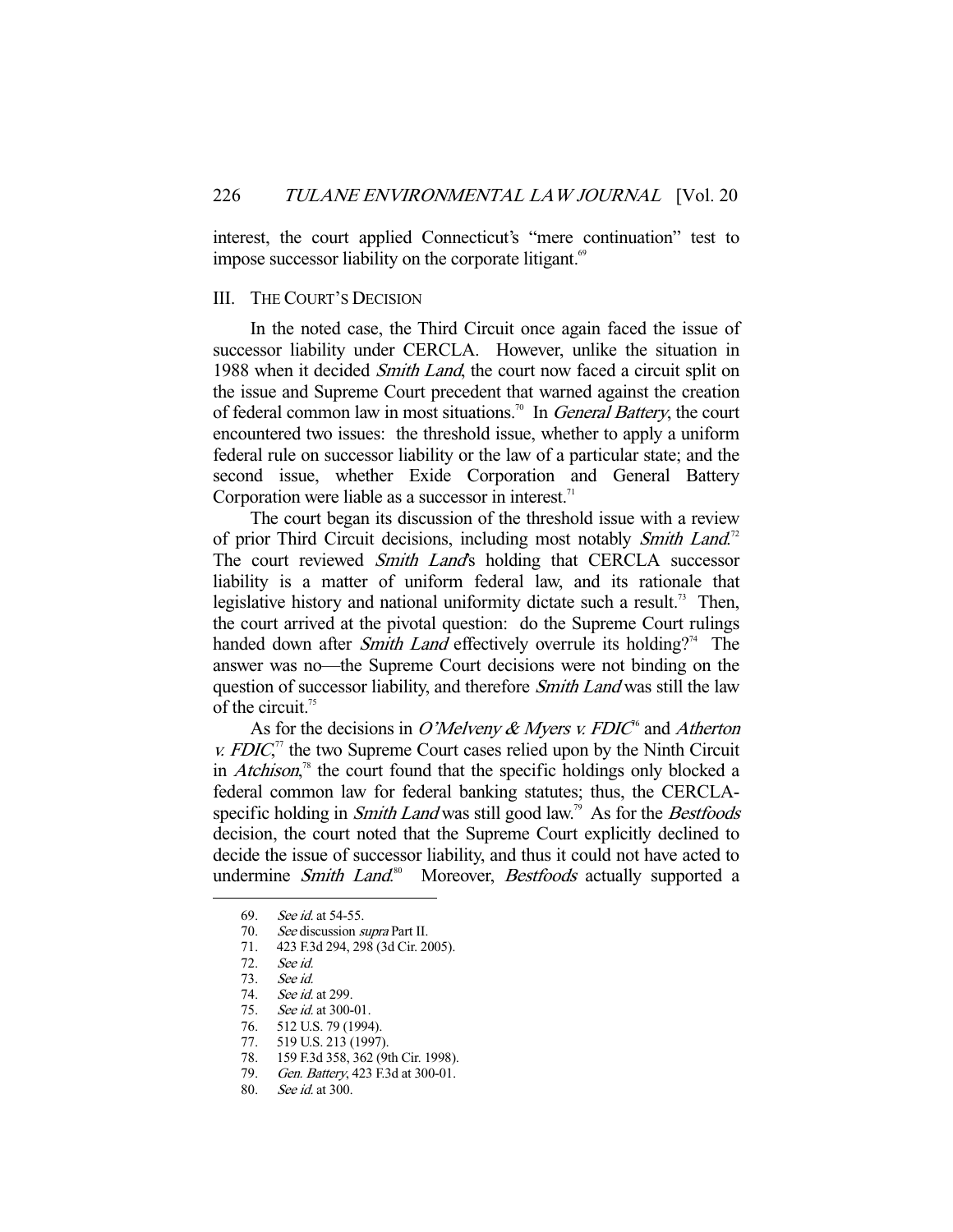interest, the court applied Connecticut's "mere continuation" test to impose successor liability on the corporate litigant.[69]

## III. THE COURT'S DECISION

In the noted case, the Third Circuit once again faced the issue of successor liability under CERCLA. However, unlike the situation in 1988 when it decided *Smith Land*, the court now faced a circuit split on the issue and Supreme Court precedent that warned against the creation of federal common law in most situations.[70] In *General Battery*, the court encountered two issues: the threshold issue, whether to apply a uniform federal rule on successor liability or the law of a particular state; and the second issue, whether Exide Corporation and General Battery Corporation were liable as a successor in interest.[71]

The court began its discussion of the threshold issue with a review of prior Third Circuit decisions, including most notably *Smith Land*.[72] The court reviewed *Smith Land*'s holding that CERCLA successor liability is a matter of uniform federal law, and its rationale that legislative history and national uniformity dictate such a result.[73] Then, the court arrived at the pivotal question: do the Supreme Court rulings handed down after *Smith Land* effectively overrule its holding?[74] The answer was no—the Supreme Court decisions were not binding on the question of successor liability, and therefore *Smith Land* was still the law of the circuit.[75]

As for the decisions in *O'Melveny & Myers v. FDIC*[76] and *Atherton v. FDIC*,[77] the two Supreme Court cases relied upon by the Ninth Circuit in *Atchison*,[78] the court found that the specific holdings only blocked a federal common law for federal banking statutes; thus, the CERCLA-specific holding in *Smith Land* was still good law.[79] As for the *Bestfoods* decision, the court noted that the Supreme Court explicitly declined to decide the issue of successor liability, and thus it could not have acted to undermine *Smith Land*.[80] Moreover, *Bestfoods* actually supported a

---

69. *See id.* at 54-55.
70. *See* discussion *supra* Part II.
71. 423 F.3d 294, 298 (3d Cir. 2005).
72. *See id.*
73. *See id.*
74. *See id.* at 299.
75. *See id.* at 300-01.
76. 512 U.S. 79 (1994).
77. 519 U.S. 213 (1997).
78. 159 F.3d 358, 362 (9th Cir. 1998).
79. *Gen. Battery*, 423 F.3d at 300-01.
80. *See id.* at 300.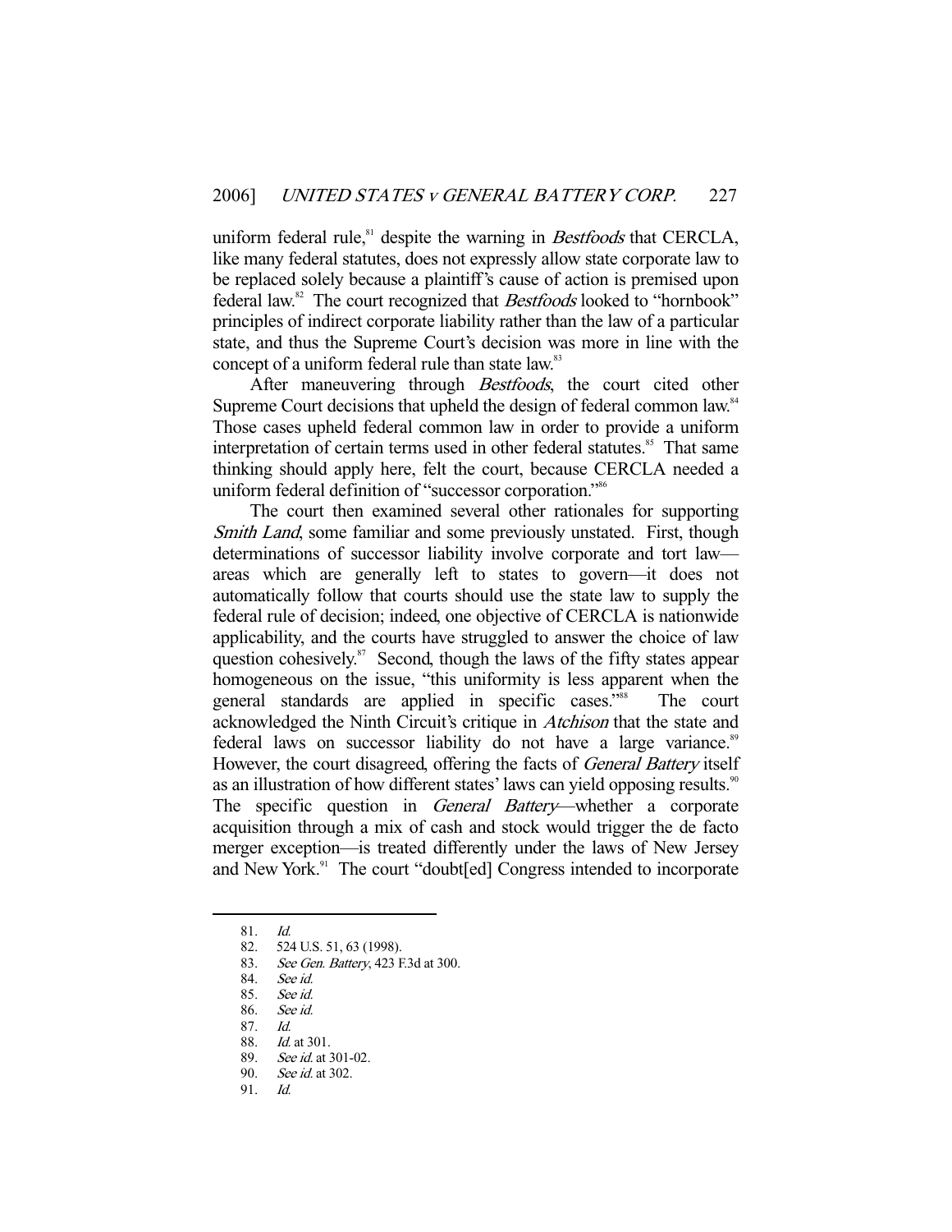uniform federal rule,[81] despite the warning in *Bestfoods* that CERCLA, like many federal statutes, does not expressly allow state corporate law to be replaced solely because a plaintiff's cause of action is premised upon federal law.[82] The court recognized that *Bestfoods* looked to "hornbook" principles of indirect corporate liability rather than the law of a particular state, and thus the Supreme Court's decision was more in line with the concept of a uniform federal rule than state law.[83]

After maneuvering through *Bestfoods*, the court cited other Supreme Court decisions that upheld the design of federal common law.[84] Those cases upheld federal common law in order to provide a uniform interpretation of certain terms used in other federal statutes.[85] That same thinking should apply here, felt the court, because CERCLA needed a uniform federal definition of "successor corporation."[86]

The court then examined several other rationales for supporting *Smith Land*, some familiar and some previously unstated. First, though determinations of successor liability involve corporate and tort law—areas which are generally left to states to govern—it does not automatically follow that courts should use the state law to supply the federal rule of decision; indeed, one objective of CERCLA is nationwide applicability, and the courts have struggled to answer the choice of law question cohesively.[87] Second, though the laws of the fifty states appear homogeneous on the issue, "this uniformity is less apparent when the general standards are applied in specific cases."[88] The court acknowledged the Ninth Circuit's critique in *Atchison* that the state and federal laws on successor liability do not have a large variance.[89] However, the court disagreed, offering the facts of *General Battery* itself as an illustration of how different states' laws can yield opposing results.[90] The specific question in *General Battery*—whether a corporate acquisition through a mix of cash and stock would trigger the de facto merger exception—is treated differently under the laws of New Jersey and New York.[91] The court "doubt[ed] Congress intended to incorporate

---

81. *Id.*
82. 524 U.S. 51, 63 (1998).
83. *See Gen. Battery*, 423 F.3d at 300.
84. *See id.*
85. *See id.*
86. *See id.*
87. *Id.*
88. *Id.* at 301.
89. *See id.* at 301-02.
90. *See id.* at 302.
91. *Id.*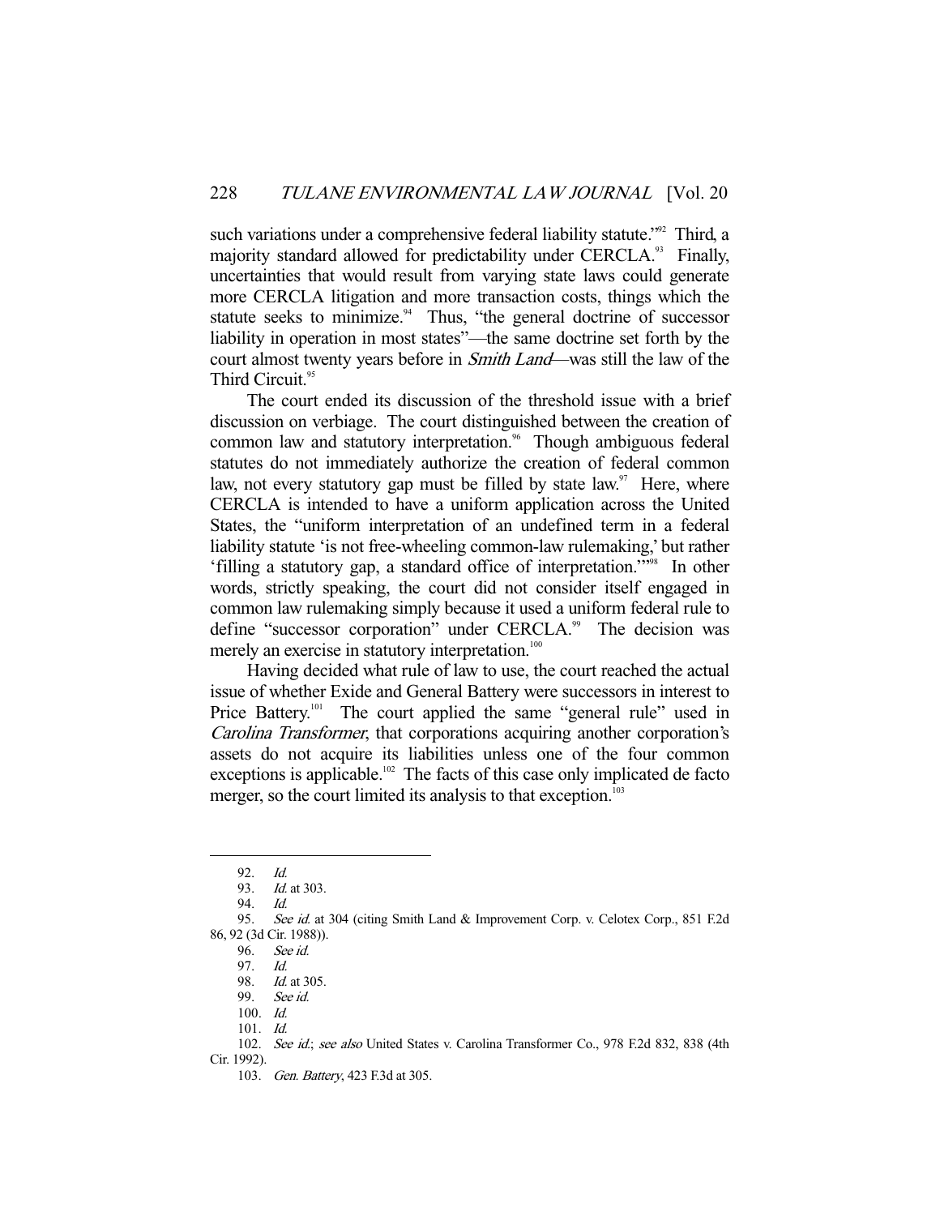such variations under a comprehensive federal liability statute."[92] Third, a majority standard allowed for predictability under CERCLA.[93] Finally, uncertainties that would result from varying state laws could generate more CERCLA litigation and more transaction costs, things which the statute seeks to minimize.[94] Thus, "the general doctrine of successor liability in operation in most states"—the same doctrine set forth by the court almost twenty years before in *Smith Land*—was still the law of the Third Circuit.[95]

The court ended its discussion of the threshold issue with a brief discussion on verbiage. The court distinguished between the creation of common law and statutory interpretation.[96] Though ambiguous federal statutes do not immediately authorize the creation of federal common law, not every statutory gap must be filled by state law.[97] Here, where CERCLA is intended to have a uniform application across the United States, the "uniform interpretation of an undefined term in a federal liability statute 'is not free-wheeling common-law rulemaking,' but rather 'filling a statutory gap, a standard office of interpretation.'"[98] In other words, strictly speaking, the court did not consider itself engaged in common law rulemaking simply because it used a uniform federal rule to define "successor corporation" under CERCLA.[99] The decision was merely an exercise in statutory interpretation.[100]

Having decided what rule of law to use, the court reached the actual issue of whether Exide and General Battery were successors in interest to Price Battery.[101] The court applied the same "general rule" used in *Carolina Transformer*, that corporations acquiring another corporation's assets do not acquire its liabilities unless one of the four common exceptions is applicable.[102] The facts of this case only implicated de facto merger, so the court limited its analysis to that exception.[103]

---

92. *Id.*
93. *Id.* at 303.
94. *Id.*
95. *See id.* at 304 (citing Smith Land & Improvement Corp. v. Celotex Corp., 851 F.2d 86, 92 (3d Cir. 1988)).
96. *See id.*
97. *Id.*
98. *Id.* at 305.
99. *See id.*
100. *Id.*
101. *Id.*
102. *See id.*; *see also* United States v. Carolina Transformer Co., 978 F.2d 832, 838 (4th Cir. 1992).
103. *Gen. Battery*, 423 F.3d at 305.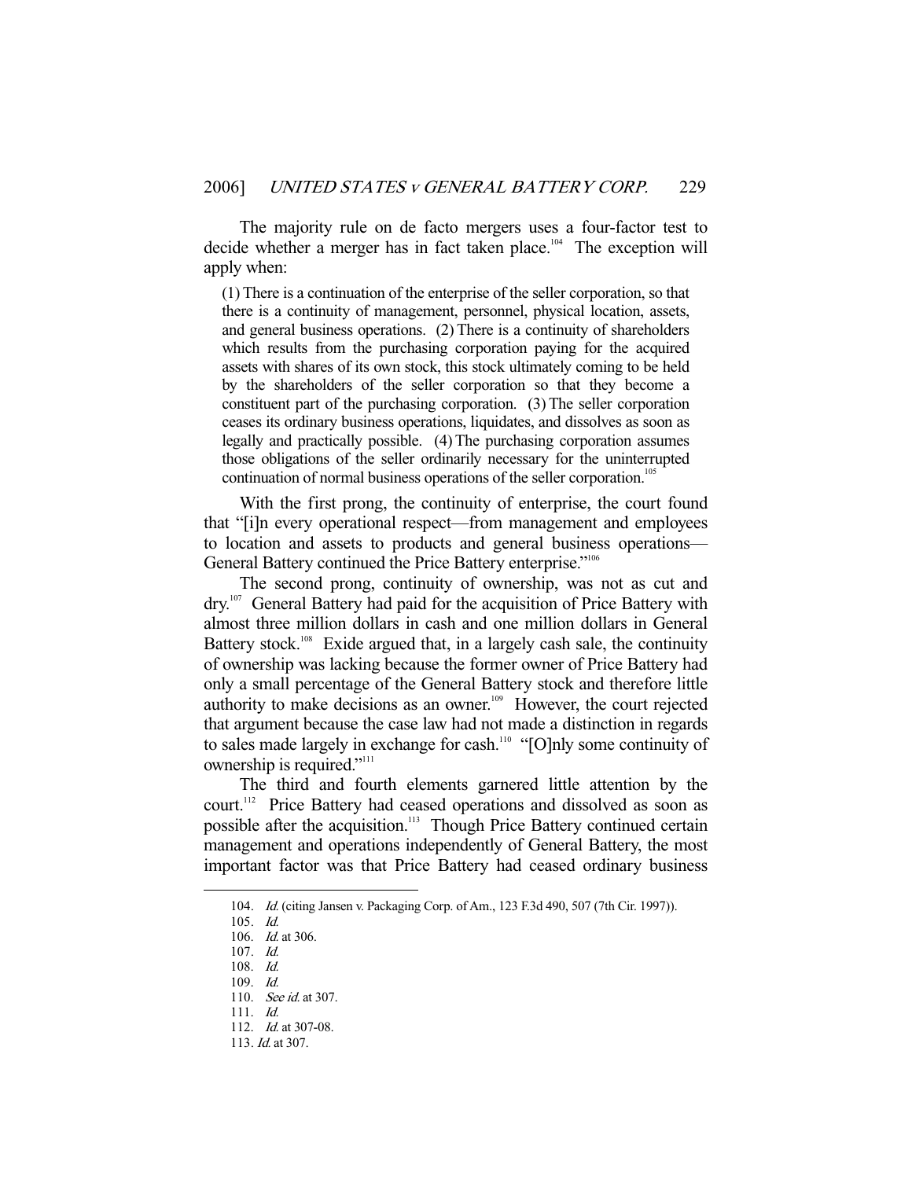The majority rule on de facto mergers uses a four-factor test to decide whether a merger has in fact taken place.[104] The exception will apply when:

> (1) There is a continuation of the enterprise of the seller corporation, so that there is a continuity of management, personnel, physical location, assets, and general business operations. (2) There is a continuity of shareholders which results from the purchasing corporation paying for the acquired assets with shares of its own stock, this stock ultimately coming to be held by the shareholders of the seller corporation so that they become a constituent part of the purchasing corporation. (3) The seller corporation ceases its ordinary business operations, liquidates, and dissolves as soon as legally and practically possible. (4) The purchasing corporation assumes those obligations of the seller ordinarily necessary for the uninterrupted continuation of normal business operations of the seller corporation.[105]

With the first prong, the continuity of enterprise, the court found that "[i]n every operational respect—from management and employees to location and assets to products and general business operations—General Battery continued the Price Battery enterprise."[106]

The second prong, continuity of ownership, was not as cut and dry.[107] General Battery had paid for the acquisition of Price Battery with almost three million dollars in cash and one million dollars in General Battery stock.[108] Exide argued that, in a largely cash sale, the continuity of ownership was lacking because the former owner of Price Battery had only a small percentage of the General Battery stock and therefore little authority to make decisions as an owner.[109] However, the court rejected that argument because the case law had not made a distinction in regards to sales made largely in exchange for cash.[110] "[O]nly some continuity of ownership is required."[111]

The third and fourth elements garnered little attention by the court.[112] Price Battery had ceased operations and dissolved as soon as possible after the acquisition.[113] Though Price Battery continued certain management and operations independently of General Battery, the most important factor was that Price Battery had ceased ordinary business

---

104. *Id.* (citing Jansen v. Packaging Corp. of Am., 123 F.3d 490, 507 (7th Cir. 1997)).

105. *Id.*

106. *Id.* at 306.

107. *Id.*

108. *Id.*

109. *Id.*

110. *See id.* at 307.

111. *Id.*

112. *Id.* at 307-08.

113. *Id.* at 307.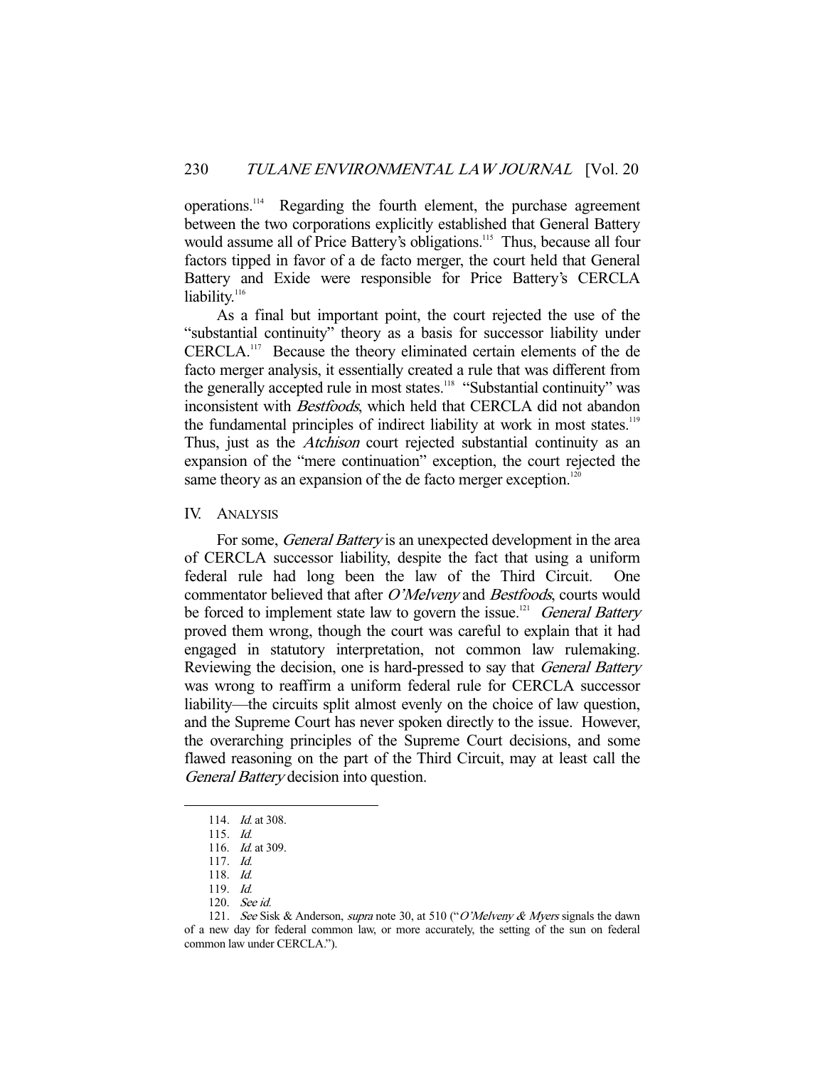operations.[114] Regarding the fourth element, the purchase agreement between the two corporations explicitly established that General Battery would assume all of Price Battery's obligations.[115] Thus, because all four factors tipped in favor of a de facto merger, the court held that General Battery and Exide were responsible for Price Battery's CERCLA liability.[116]

As a final but important point, the court rejected the use of the "substantial continuity" theory as a basis for successor liability under CERCLA.[117] Because the theory eliminated certain elements of the de facto merger analysis, it essentially created a rule that was different from the generally accepted rule in most states.[118] "Substantial continuity" was inconsistent with *Bestfoods*, which held that CERCLA did not abandon the fundamental principles of indirect liability at work in most states.[119] Thus, just as the *Atchison* court rejected substantial continuity as an expansion of the "mere continuation" exception, the court rejected the same theory as an expansion of the de facto merger exception.[120]

## IV. ANALYSIS

For some, *General Battery* is an unexpected development in the area of CERCLA successor liability, despite the fact that using a uniform federal rule had long been the law of the Third Circuit. One commentator believed that after *O'Melveny* and *Bestfoods*, courts would be forced to implement state law to govern the issue.[121] *General Battery* proved them wrong, though the court was careful to explain that it had engaged in statutory interpretation, not common law rulemaking. Reviewing the decision, one is hard-pressed to say that *General Battery* was wrong to reaffirm a uniform federal rule for CERCLA successor liability—the circuits split almost evenly on the choice of law question, and the Supreme Court has never spoken directly to the issue. However, the overarching principles of the Supreme Court decisions, and some flawed reasoning on the part of the Third Circuit, may at least call the *General Battery* decision into question.

---

114. *Id.* at 308.
115. *Id.*
116. *Id.* at 309.
117. *Id.*
118. *Id.*
119. *Id.*
120. *See id.*
121. *See* Sisk & Anderson, *supra* note 30, at 510 ("*O'Melveny & Myers* signals the dawn of a new day for federal common law, or more accurately, the setting of the sun on federal common law under CERCLA.").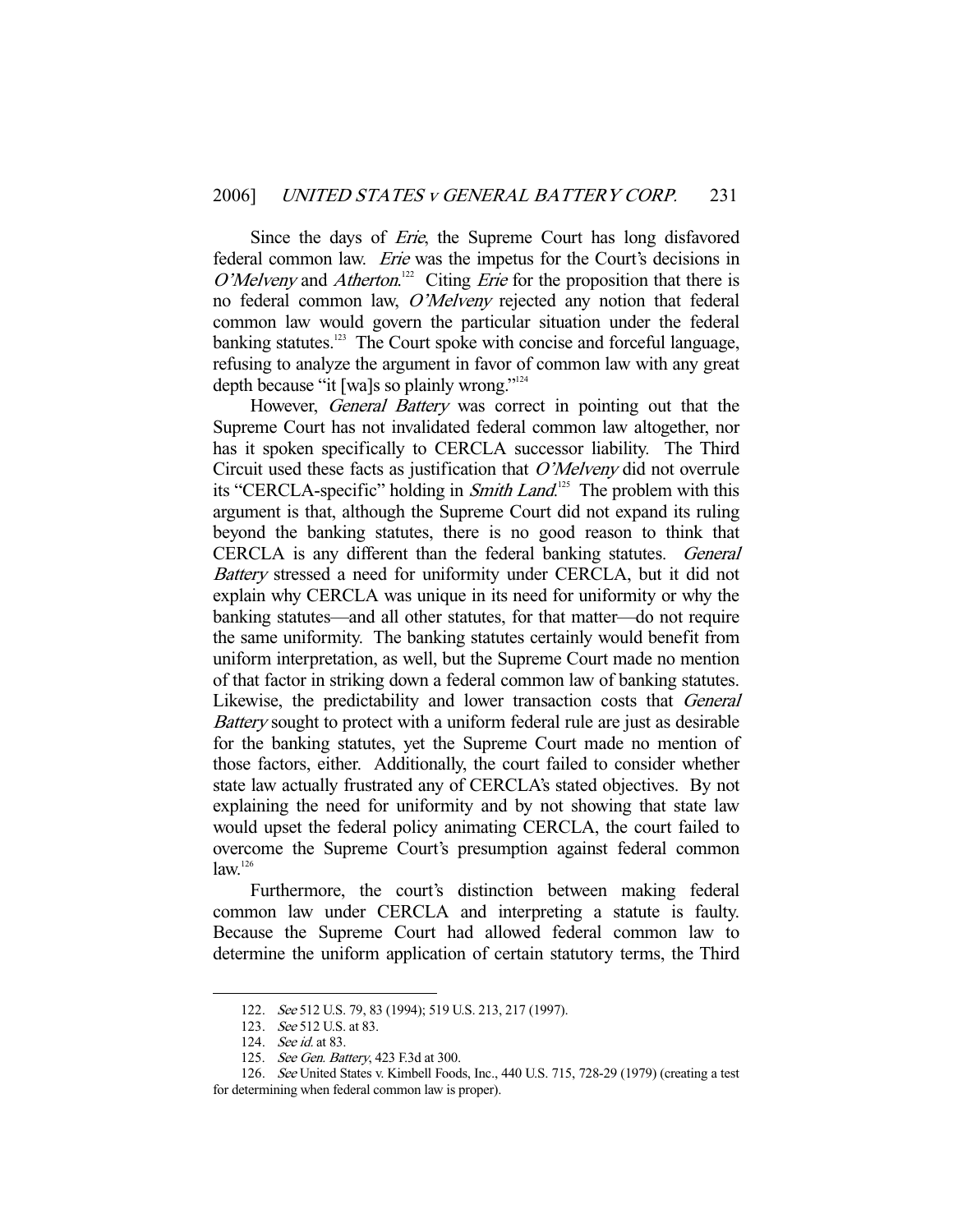Since the days of *Erie*, the Supreme Court has long disfavored federal common law. *Erie* was the impetus for the Court's decisions in *O'Melveny* and *Atherton*.[122] Citing *Erie* for the proposition that there is no federal common law, *O'Melveny* rejected any notion that federal common law would govern the particular situation under the federal banking statutes.[123] The Court spoke with concise and forceful language, refusing to analyze the argument in favor of common law with any great depth because "it [wa]s so plainly wrong."[124]

However, *General Battery* was correct in pointing out that the Supreme Court has not invalidated federal common law altogether, nor has it spoken specifically to CERCLA successor liability. The Third Circuit used these facts as justification that *O'Melveny* did not overrule its "CERCLA-specific" holding in *Smith Land*.[125] The problem with this argument is that, although the Supreme Court did not expand its ruling beyond the banking statutes, there is no good reason to think that CERCLA is any different than the federal banking statutes. *General Battery* stressed a need for uniformity under CERCLA, but it did not explain why CERCLA was unique in its need for uniformity or why the banking statutes—and all other statutes, for that matter—do not require the same uniformity. The banking statutes certainly would benefit from uniform interpretation, as well, but the Supreme Court made no mention of that factor in striking down a federal common law of banking statutes. Likewise, the predictability and lower transaction costs that *General Battery* sought to protect with a uniform federal rule are just as desirable for the banking statutes, yet the Supreme Court made no mention of those factors, either. Additionally, the court failed to consider whether state law actually frustrated any of CERCLA's stated objectives. By not explaining the need for uniformity and by not showing that state law would upset the federal policy animating CERCLA, the court failed to overcome the Supreme Court's presumption against federal common law.[126]

Furthermore, the court's distinction between making federal common law under CERCLA and interpreting a statute is faulty. Because the Supreme Court had allowed federal common law to determine the uniform application of certain statutory terms, the Third

---

122. *See* 512 U.S. 79, 83 (1994); 519 U.S. 213, 217 (1997).

123. *See* 512 U.S. at 83.

124. *See id.* at 83.

125. *See Gen. Battery*, 423 F.3d at 300.

126. *See* United States v. Kimbell Foods, Inc., 440 U.S. 715, 728-29 (1979) (creating a test for determining when federal common law is proper).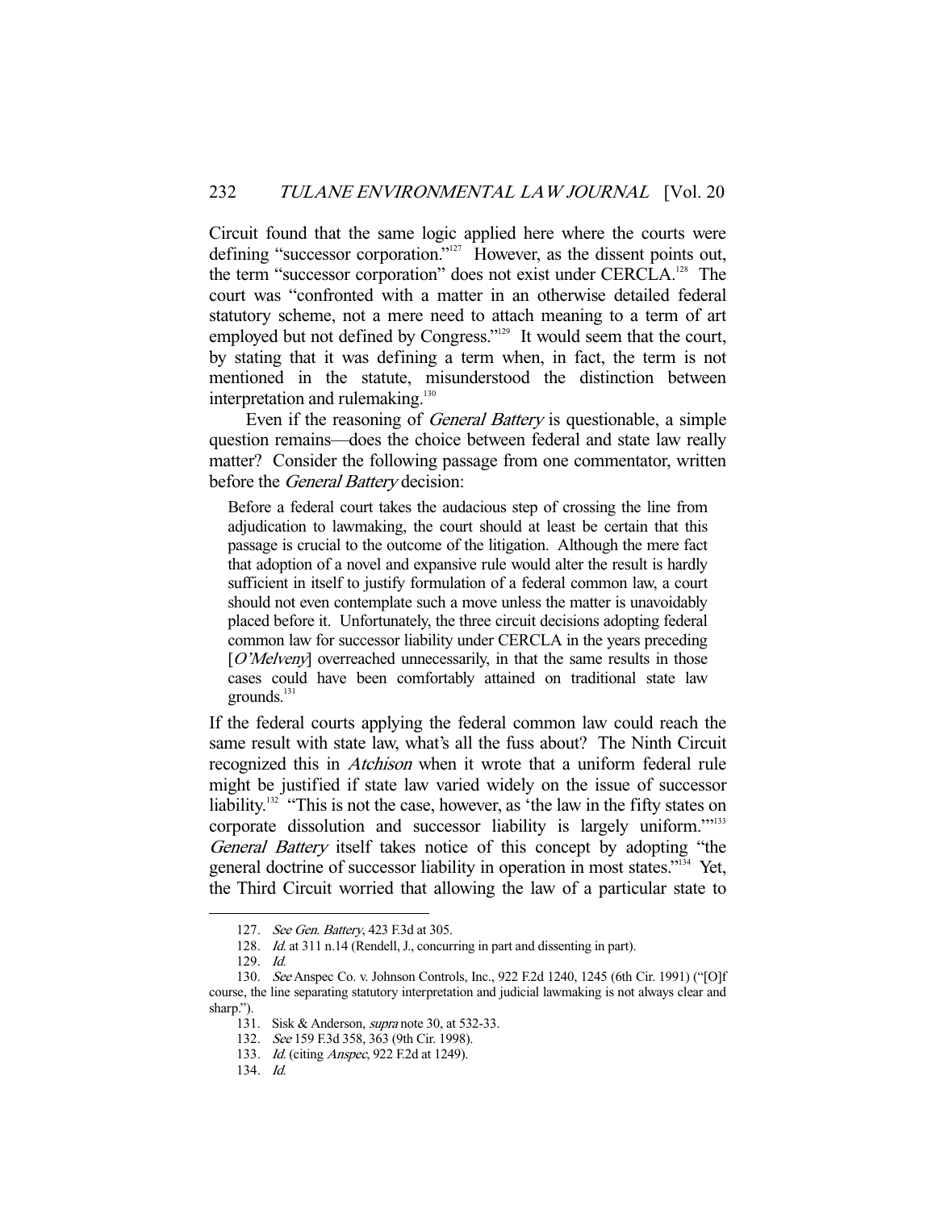Circuit found that the same logic applied here where the courts were defining "successor corporation."[127] However, as the dissent points out, the term "successor corporation" does not exist under CERCLA.[128] The court was "confronted with a matter in an otherwise detailed federal statutory scheme, not a mere need to attach meaning to a term of art employed but not defined by Congress."[129] It would seem that the court, by stating that it was defining a term when, in fact, the term is not mentioned in the statute, misunderstood the distinction between interpretation and rulemaking.[130]

Even if the reasoning of *General Battery* is questionable, a simple question remains—does the choice between federal and state law really matter? Consider the following passage from one commentator, written before the *General Battery* decision:

> Before a federal court takes the audacious step of crossing the line from adjudication to lawmaking, the court should at least be certain that this passage is crucial to the outcome of the litigation. Although the mere fact that adoption of a novel and expansive rule would alter the result is hardly sufficient in itself to justify formulation of a federal common law, a court should not even contemplate such a move unless the matter is unavoidably placed before it. Unfortunately, the three circuit decisions adopting federal common law for successor liability under CERCLA in the years preceding [*O'Melveny*] overreached unnecessarily, in that the same results in those cases could have been comfortably attained on traditional state law grounds.[131]

If the federal courts applying the federal common law could reach the same result with state law, what's all the fuss about? The Ninth Circuit recognized this in *Atchison* when it wrote that a uniform federal rule might be justified if state law varied widely on the issue of successor liability.[132] "This is not the case, however, as 'the law in the fifty states on corporate dissolution and successor liability is largely uniform.'"[133] *General Battery* itself takes notice of this concept by adopting "the general doctrine of successor liability in operation in most states."[134] Yet, the Third Circuit worried that allowing the law of a particular state to

---

127. *See Gen. Battery*, 423 F.3d at 305.

128. *Id.* at 311 n.14 (Rendell, J., concurring in part and dissenting in part).

129. *Id.*

130. *See* Anspec Co. v. Johnson Controls, Inc., 922 F.2d 1240, 1245 (6th Cir. 1991) ("[O]f course, the line separating statutory interpretation and judicial lawmaking is not always clear and sharp.").

131. Sisk & Anderson, *supra* note 30, at 532-33.

132. *See* 159 F.3d 358, 363 (9th Cir. 1998).

133. *Id.* (citing *Anspec*, 922 F.2d at 1249).

134. *Id.*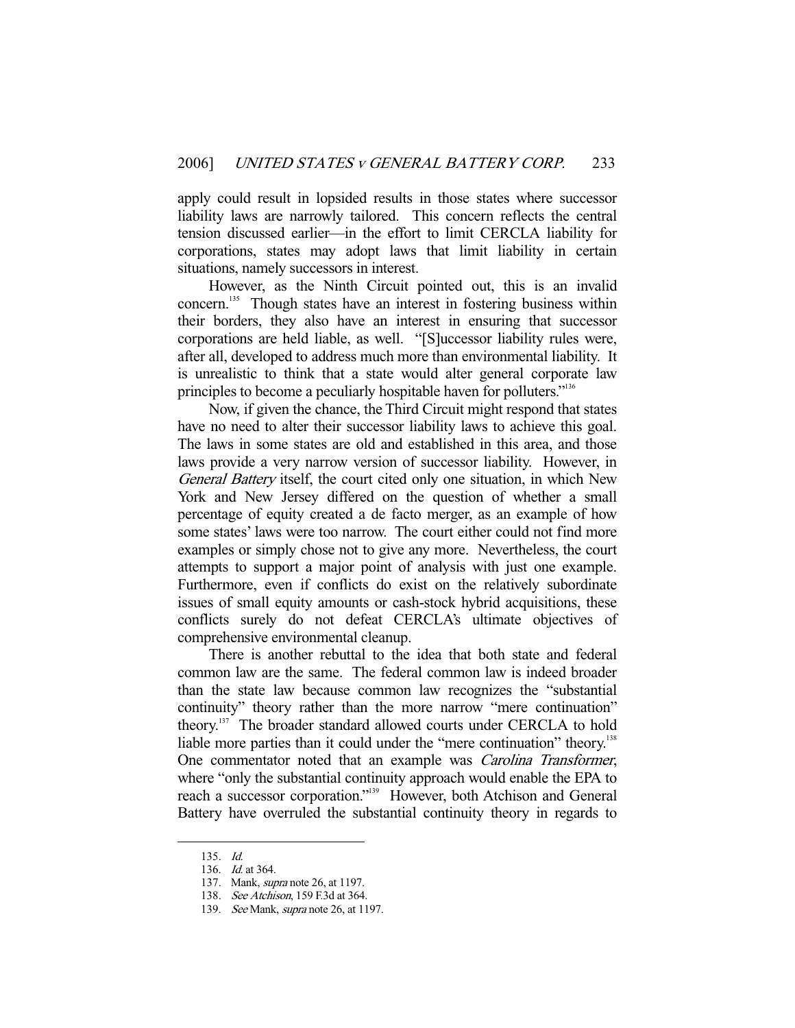apply could result in lopsided results in those states where successor liability laws are narrowly tailored. This concern reflects the central tension discussed earlier—in the effort to limit CERCLA liability for corporations, states may adopt laws that limit liability in certain situations, namely successors in interest.

However, as the Ninth Circuit pointed out, this is an invalid concern.[135] Though states have an interest in fostering business within their borders, they also have an interest in ensuring that successor corporations are held liable, as well. "[S]uccessor liability rules were, after all, developed to address much more than environmental liability. It is unrealistic to think that a state would alter general corporate law principles to become a peculiarly hospitable haven for polluters."[136]

Now, if given the chance, the Third Circuit might respond that states have no need to alter their successor liability laws to achieve this goal. The laws in some states are old and established in this area, and those laws provide a very narrow version of successor liability. However, in *General Battery* itself, the court cited only one situation, in which New York and New Jersey differed on the question of whether a small percentage of equity created a de facto merger, as an example of how some states' laws were too narrow. The court either could not find more examples or simply chose not to give any more. Nevertheless, the court attempts to support a major point of analysis with just one example. Furthermore, even if conflicts do exist on the relatively subordinate issues of small equity amounts or cash-stock hybrid acquisitions, these conflicts surely do not defeat CERCLA's ultimate objectives of comprehensive environmental cleanup.

There is another rebuttal to the idea that both state and federal common law are the same. The federal common law is indeed broader than the state law because common law recognizes the "substantial continuity" theory rather than the more narrow "mere continuation" theory.[137] The broader standard allowed courts under CERCLA to hold liable more parties than it could under the "mere continuation" theory.[138] One commentator noted that an example was *Carolina Transformer*, where "only the substantial continuity approach would enable the EPA to reach a successor corporation."[139] However, both Atchison and General Battery have overruled the substantial continuity theory in regards to

---

135. *Id.*

136. *Id.* at 364.

137. Mank, *supra* note 26, at 1197.

138. *See Atchison*, 159 F.3d at 364.

139. *See* Mank, *supra* note 26, at 1197.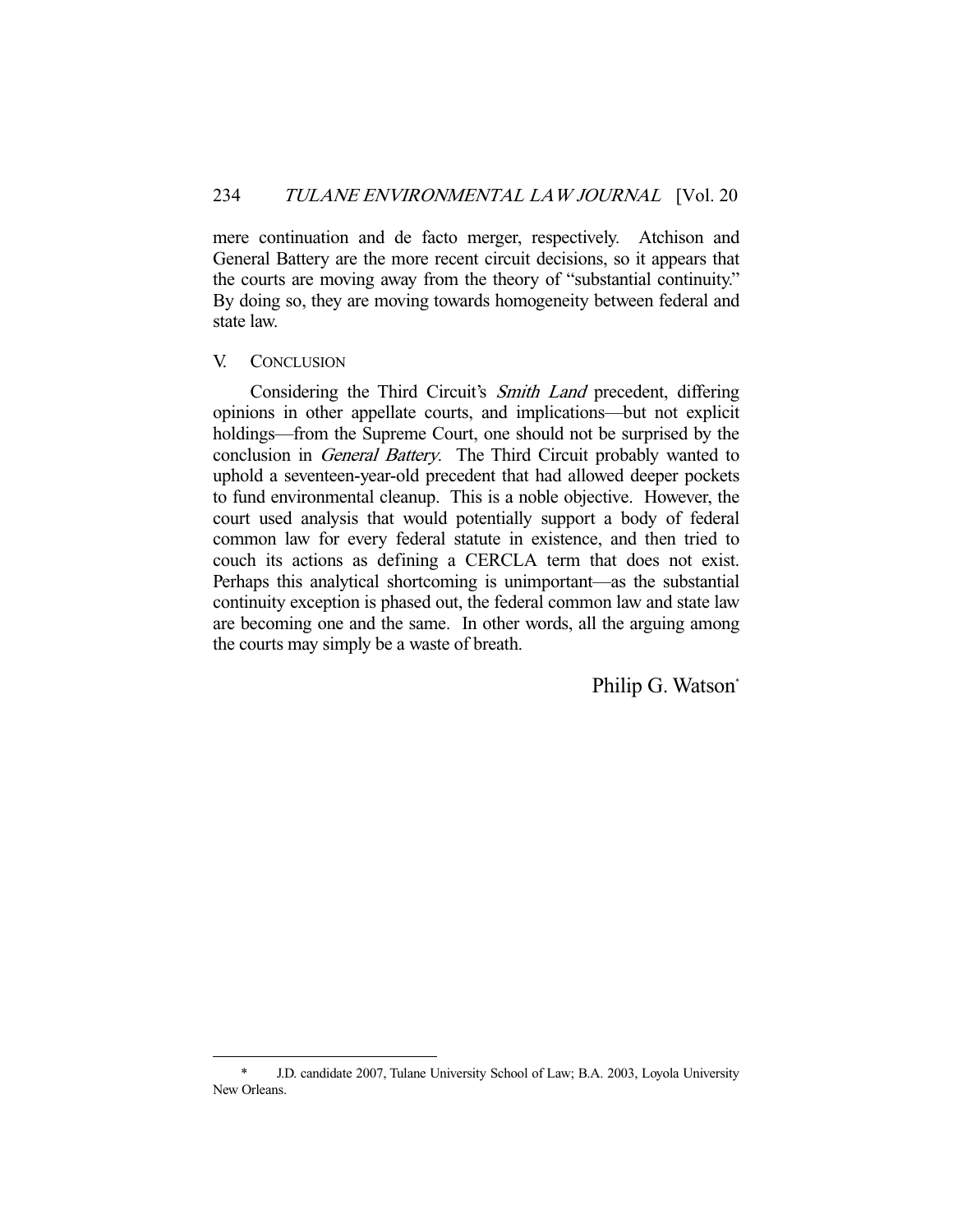mere continuation and de facto merger, respectively. Atchison and General Battery are the more recent circuit decisions, so it appears that the courts are moving away from the theory of "substantial continuity." By doing so, they are moving towards homogeneity between federal and state law.

## V. CONCLUSION

Considering the Third Circuit's *Smith Land* precedent, differing opinions in other appellate courts, and implications—but not explicit holdings—from the Supreme Court, one should not be surprised by the conclusion in *General Battery*. The Third Circuit probably wanted to uphold a seventeen-year-old precedent that had allowed deeper pockets to fund environmental cleanup. This is a noble objective. However, the court used analysis that would potentially support a body of federal common law for every federal statute in existence, and then tried to couch its actions as defining a CERCLA term that does not exist. Perhaps this analytical shortcoming is unimportant—as the substantial continuity exception is phased out, the federal common law and state law are becoming one and the same. In other words, all the arguing among the courts may simply be a waste of breath.

Philip G. Watson*

---

\* J.D. candidate 2007, Tulane University School of Law; B.A. 2003, Loyola University New Orleans.